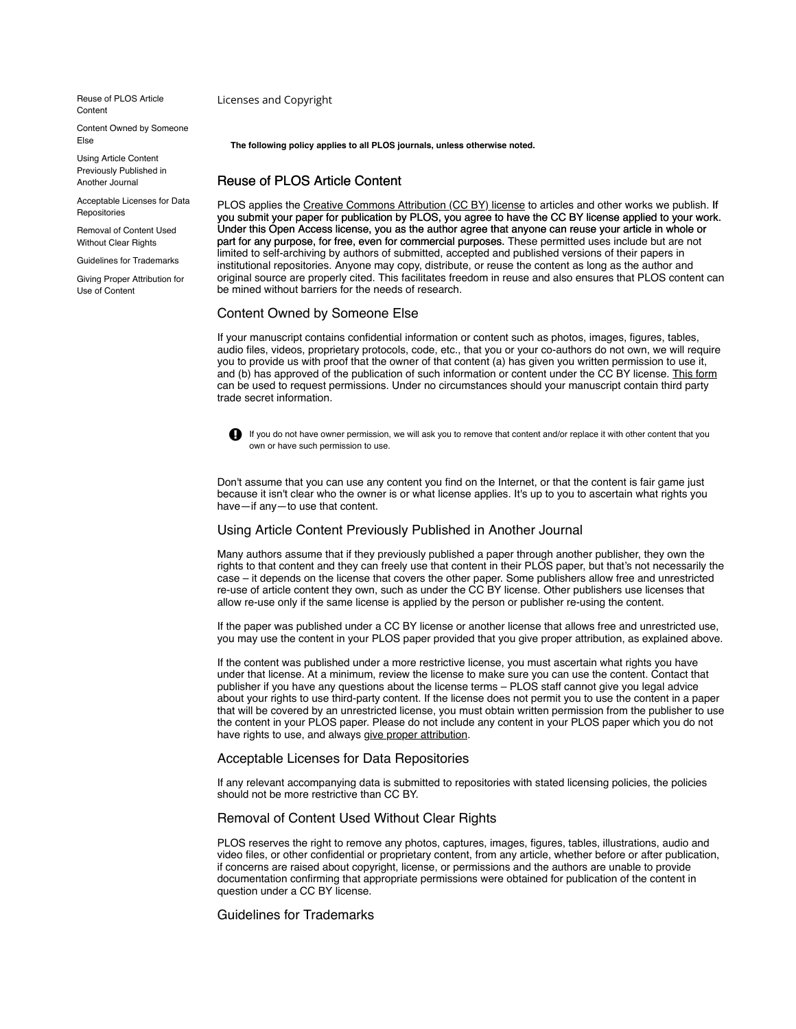- Reuse of PLOS Article Content
- Content Owned by Someone Else
- Using Article Content Previously Published in Another Journal
- Acceptable Licenses for Data Repositories
- Removal of Content Used Without Clear Rights
- Guidelines for Trademarks
- Giving Proper Attribution for Use of Content

# Licenses and Copyright

**The following policy applies to all PLOS journals, unless otherwise noted.**

## Reuse of PLOS Article Content

PLOS applies the Creative Commons Attribution (CC BY) license to articles and other works we publish. If you submit your paper for publication by PLOS, you agree to have the CC BY license applied to your work. Under this Open Access license, you as the author agree that anyone can reuse your article in whole or part for any purpose, for free, even for commercial purposes. These permitted uses include but are not limited to self-archiving by authors of submitted, accepted and published versions of their papers in institutional repositories. Anyone may copy, distribute, or reuse the content as long as the author and original source are properly cited. This facilitates freedom in reuse and also ensures that PLOS content can be mined without barriers for the needs of research.

## Content Owned by Someone Else

If your manuscript contains confidential information or content such as photos, images, figures, tables, audio files, videos, proprietary protocols, code, etc., that you or your co-authors do not own, we will require you to provide us with proof that the owner of that content (a) has given you written permission to use it, and (b) has approved of the publication of such information or content under the CC BY license. This form can be used to request permissions. Under no circumstances should your manuscript contain third party trade secret information.

If you do not have owner permission, we will ask you to remove that content and/or replace it with other content that you own or have such permission to use.

Don't assume that you can use any content you find on the Internet, or that the content is fair game just because it isn't clear who the owner is or what license applies. It's up to you to ascertain what rights you have—if any—to use that content.

## Using Article Content Previously Published in Another Journal

Many authors assume that if they previously published a paper through another publisher, they own the rights to that content and they can freely use that content in their PLOS paper, but that's not necessarily the case – it depends on the license that covers the other paper. Some publishers allow free and unrestricted re-use of article content they own, such as under the CC BY license. Other publishers use licenses that allow re-use only if the same license is applied by the person or publisher re-using the content.

If the paper was published under a CC BY license or another license that allows free and unrestricted use, you may use the content in your PLOS paper provided that you give proper attribution, as explained above.

If the content was published under a more restrictive license, you must ascertain what rights you have under that license. At a minimum, review the license to make sure you can use the content. Contact that publisher if you have any questions about the license terms – PLOS staff cannot give you legal advice about your rights to use third-party content. If the license does not permit you to use the content in a paper that will be covered by an unrestricted license, you must obtain written permission from the publisher to use the content in your PLOS paper. Please do not include any content in your PLOS paper which you do not have rights to use, and always give proper attribution.

## Acceptable Licenses for Data Repositories

If any relevant accompanying data is submitted to repositories with stated licensing policies, the policies should not be more restrictive than CC BY.

## Removal of Content Used Without Clear Rights

PLOS reserves the right to remove any photos, captures, images, figures, tables, illustrations, audio and video files, or other confidential or proprietary content, from any article, whether before or after publication, if concerns are raised about copyright, license, or permissions and the authors are unable to provide documentation confirming that appropriate permissions were obtained for publication of the content in question under a CC BY license.

## Guidelines for Trademarks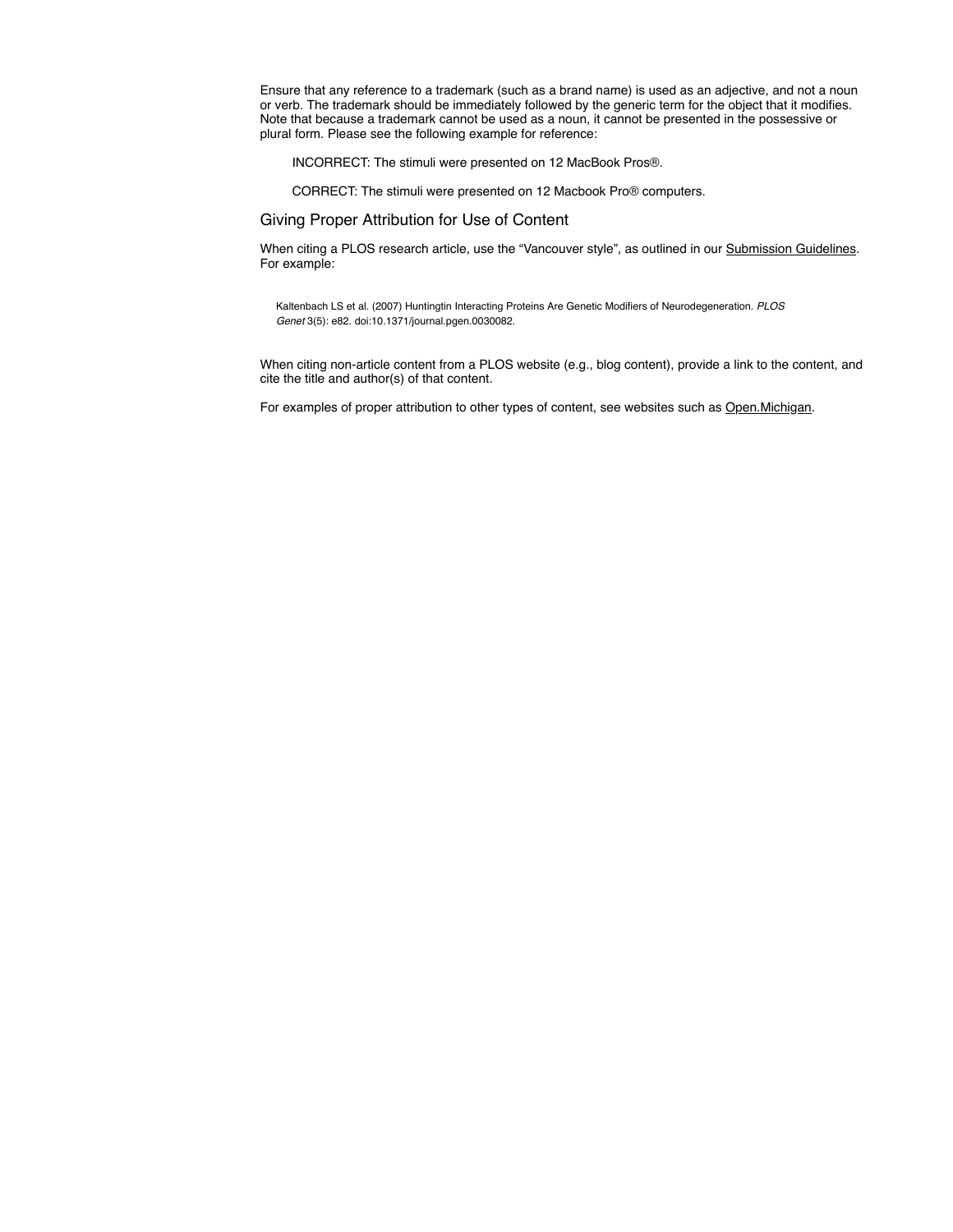Ensure that any reference to a trademark (such as a brand name) is used as an adjective, and not a noun or verb. The trademark should be immediately followed by the generic term for the object that it modifies. Note that because a trademark cannot be used as a noun, it cannot be presented in the possessive or plural form. Please see the following example for reference:

> INCORRECT: The stimuli were presented on 12 MacBook Pros®.
>
> CORRECT: The stimuli were presented on 12 Macbook Pro® computers.

## Giving Proper Attribution for Use of Content

When citing a PLOS research article, use the "Vancouver style", as outlined in our Submission Guidelines. For example:

> Kaltenbach LS et al. (2007) Huntingtin Interacting Proteins Are Genetic Modifiers of Neurodegeneration. *PLOS Genet* 3(5): e82. doi:10.1371/journal.pgen.0030082.

When citing non-article content from a PLOS website (e.g., blog content), provide a link to the content, and cite the title and author(s) of that content.

For examples of proper attribution to other types of content, see websites such as Open.Michigan.